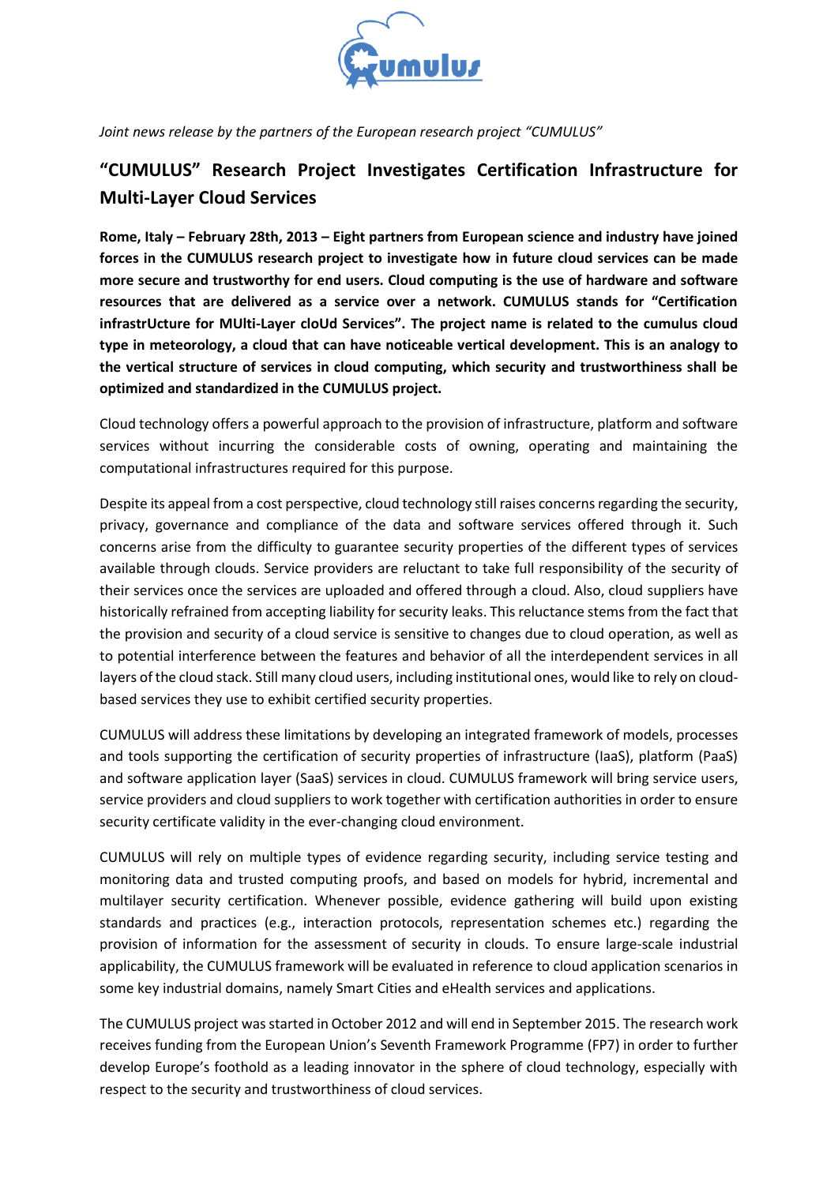*Joint news release by the partners of the European research project "CUMULUS"*

# "CUMULUS" Research Project Investigates Certification Infrastructure for Multi-Layer Cloud Services

**Rome, Italy – February 28th, 2013 – Eight partners from European science and industry have joined forces in the CUMULUS research project to investigate how in future cloud services can be made more secure and trustworthy for end users. Cloud computing is the use of hardware and software resources that are delivered as a service over a network. CUMULUS stands for "Certification infrastrUcture for MUlti-Layer cloUd Services". The project name is related to the cumulus cloud type in meteorology, a cloud that can have noticeable vertical development. This is an analogy to the vertical structure of services in cloud computing, which security and trustworthiness shall be optimized and standardized in the CUMULUS project.**

Cloud technology offers a powerful approach to the provision of infrastructure, platform and software services without incurring the considerable costs of owning, operating and maintaining the computational infrastructures required for this purpose.

Despite its appeal from a cost perspective, cloud technology still raises concerns regarding the security, privacy, governance and compliance of the data and software services offered through it. Such concerns arise from the difficulty to guarantee security properties of the different types of services available through clouds. Service providers are reluctant to take full responsibility of the security of their services once the services are uploaded and offered through a cloud. Also, cloud suppliers have historically refrained from accepting liability for security leaks. This reluctance stems from the fact that the provision and security of a cloud service is sensitive to changes due to cloud operation, as well as to potential interference between the features and behavior of all the interdependent services in all layers of the cloud stack. Still many cloud users, including institutional ones, would like to rely on cloud-based services they use to exhibit certified security properties.

CUMULUS will address these limitations by developing an integrated framework of models, processes and tools supporting the certification of security properties of infrastructure (IaaS), platform (PaaS) and software application layer (SaaS) services in cloud. CUMULUS framework will bring service users, service providers and cloud suppliers to work together with certification authorities in order to ensure security certificate validity in the ever-changing cloud environment.

CUMULUS will rely on multiple types of evidence regarding security, including service testing and monitoring data and trusted computing proofs, and based on models for hybrid, incremental and multilayer security certification. Whenever possible, evidence gathering will build upon existing standards and practices (e.g., interaction protocols, representation schemes etc.) regarding the provision of information for the assessment of security in clouds. To ensure large-scale industrial applicability, the CUMULUS framework will be evaluated in reference to cloud application scenarios in some key industrial domains, namely Smart Cities and eHealth services and applications.

The CUMULUS project was started in October 2012 and will end in September 2015. The research work receives funding from the European Union's Seventh Framework Programme (FP7) in order to further develop Europe's foothold as a leading innovator in the sphere of cloud technology, especially with respect to the security and trustworthiness of cloud services.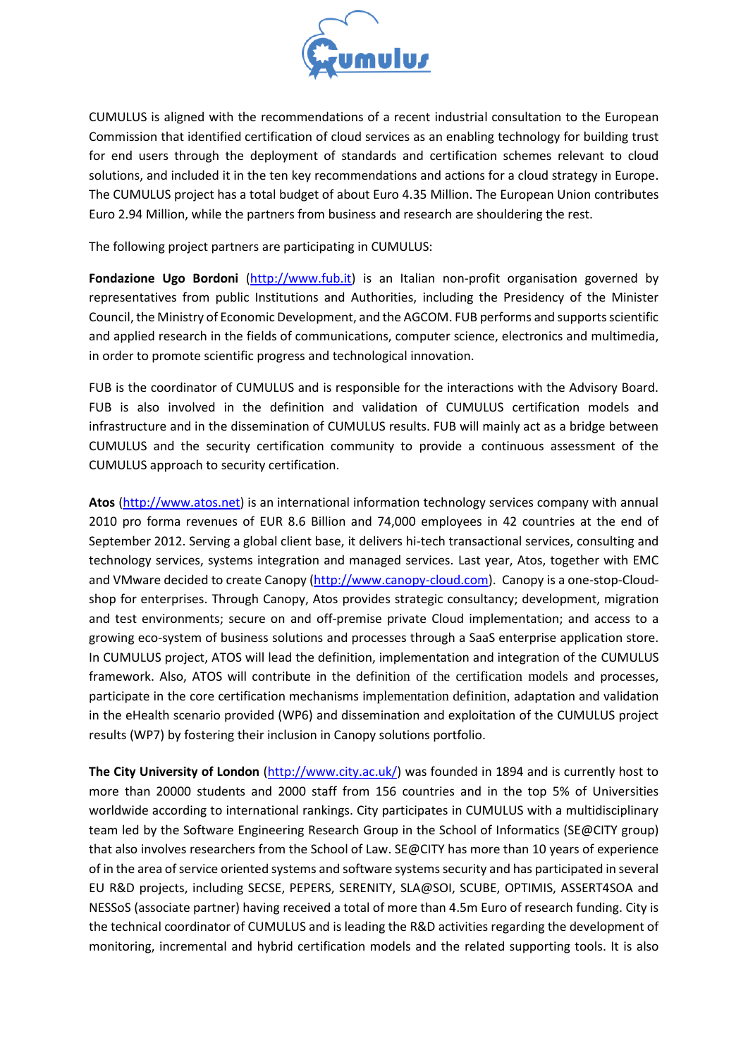CUMULUS is aligned with the recommendations of a recent industrial consultation to the European Commission that identified certification of cloud services as an enabling technology for building trust for end users through the deployment of standards and certification schemes relevant to cloud solutions, and included it in the ten key recommendations and actions for a cloud strategy in Europe. The CUMULUS project has a total budget of about Euro 4.35 Million. The European Union contributes Euro 2.94 Million, while the partners from business and research are shouldering the rest.

The following project partners are participating in CUMULUS:

**Fondazione Ugo Bordoni** (http://www.fub.it) is an Italian non-profit organisation governed by representatives from public Institutions and Authorities, including the Presidency of the Minister Council, the Ministry of Economic Development, and the AGCOM. FUB performs and supports scientific and applied research in the fields of communications, computer science, electronics and multimedia, in order to promote scientific progress and technological innovation.

FUB is the coordinator of CUMULUS and is responsible for the interactions with the Advisory Board. FUB is also involved in the definition and validation of CUMULUS certification models and infrastructure and in the dissemination of CUMULUS results. FUB will mainly act as a bridge between CUMULUS and the security certification community to provide a continuous assessment of the CUMULUS approach to security certification.

**Atos** (http://www.atos.net) is an international information technology services company with annual 2010 pro forma revenues of EUR 8.6 Billion and 74,000 employees in 42 countries at the end of September 2012. Serving a global client base, it delivers hi-tech transactional services, consulting and technology services, systems integration and managed services. Last year, Atos, together with EMC and VMware decided to create Canopy (http://www.canopy-cloud.com). Canopy is a one-stop-Cloud-shop for enterprises. Through Canopy, Atos provides strategic consultancy; development, migration and test environments; secure on and off-premise private Cloud implementation; and access to a growing eco-system of business solutions and processes through a SaaS enterprise application store. In CUMULUS project, ATOS will lead the definition, implementation and integration of the CUMULUS framework. Also, ATOS will contribute in the definition of the certification models and processes, participate in the core certification mechanisms implementation definition, adaptation and validation in the eHealth scenario provided (WP6) and dissemination and exploitation of the CUMULUS project results (WP7) by fostering their inclusion in Canopy solutions portfolio.

**The City University of London** (http://www.city.ac.uk/) was founded in 1894 and is currently host to more than 20000 students and 2000 staff from 156 countries and in the top 5% of Universities worldwide according to international rankings. City participates in CUMULUS with a multidisciplinary team led by the Software Engineering Research Group in the School of Informatics (SE@CITY group) that also involves researchers from the School of Law. SE@CITY has more than 10 years of experience of in the area of service oriented systems and software systems security and has participated in several EU R&D projects, including SECSE, PEPERS, SERENITY, SLA@SOI, SCUBE, OPTIMIS, ASSERT4SOA and NESSoS (associate partner) having received a total of more than 4.5m Euro of research funding. City is the technical coordinator of CUMULUS and is leading the R&D activities regarding the development of monitoring, incremental and hybrid certification models and the related supporting tools. It is also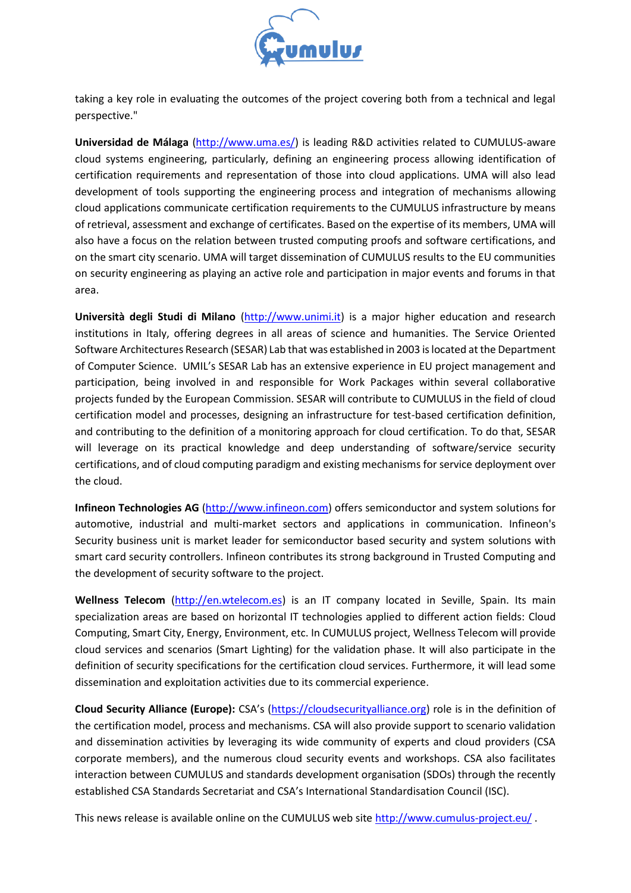taking a key role in evaluating the outcomes of the project covering both from a technical and legal perspective."

**Universidad de Málaga** (http://www.uma.es/) is leading R&D activities related to CUMULUS-aware cloud systems engineering, particularly, defining an engineering process allowing identification of certification requirements and representation of those into cloud applications. UMA will also lead development of tools supporting the engineering process and integration of mechanisms allowing cloud applications communicate certification requirements to the CUMULUS infrastructure by means of retrieval, assessment and exchange of certificates. Based on the expertise of its members, UMA will also have a focus on the relation between trusted computing proofs and software certifications, and on the smart city scenario. UMA will target dissemination of CUMULUS results to the EU communities on security engineering as playing an active role and participation in major events and forums in that area.

**Università degli Studi di Milano** (http://www.unimi.it) is a major higher education and research institutions in Italy, offering degrees in all areas of science and humanities. The Service Oriented Software Architectures Research (SESAR) Lab that was established in 2003 is located at the Department of Computer Science. UMIL's SESAR Lab has an extensive experience in EU project management and participation, being involved in and responsible for Work Packages within several collaborative projects funded by the European Commission. SESAR will contribute to CUMULUS in the field of cloud certification model and processes, designing an infrastructure for test-based certification definition, and contributing to the definition of a monitoring approach for cloud certification. To do that, SESAR will leverage on its practical knowledge and deep understanding of software/service security certifications, and of cloud computing paradigm and existing mechanisms for service deployment over the cloud.

**Infineon Technologies AG** (http://www.infineon.com) offers semiconductor and system solutions for automotive, industrial and multi-market sectors and applications in communication. Infineon's Security business unit is market leader for semiconductor based security and system solutions with smart card security controllers. Infineon contributes its strong background in Trusted Computing and the development of security software to the project.

**Wellness Telecom** (http://en.wtelecom.es) is an IT company located in Seville, Spain. Its main specialization areas are based on horizontal IT technologies applied to different action fields: Cloud Computing, Smart City, Energy, Environment, etc. In CUMULUS project, Wellness Telecom will provide cloud services and scenarios (Smart Lighting) for the validation phase. It will also participate in the definition of security specifications for the certification cloud services. Furthermore, it will lead some dissemination and exploitation activities due to its commercial experience.

**Cloud Security Alliance (Europe):** CSA's (https://cloudsecurityalliance.org) role is in the definition of the certification model, process and mechanisms. CSA will also provide support to scenario validation and dissemination activities by leveraging its wide community of experts and cloud providers (CSA corporate members), and the numerous cloud security events and workshops. CSA also facilitates interaction between CUMULUS and standards development organisation (SDOs) through the recently established CSA Standards Secretariat and CSA's International Standardisation Council (ISC).

This news release is available online on the CUMULUS web site http://www.cumulus-project.eu/ .